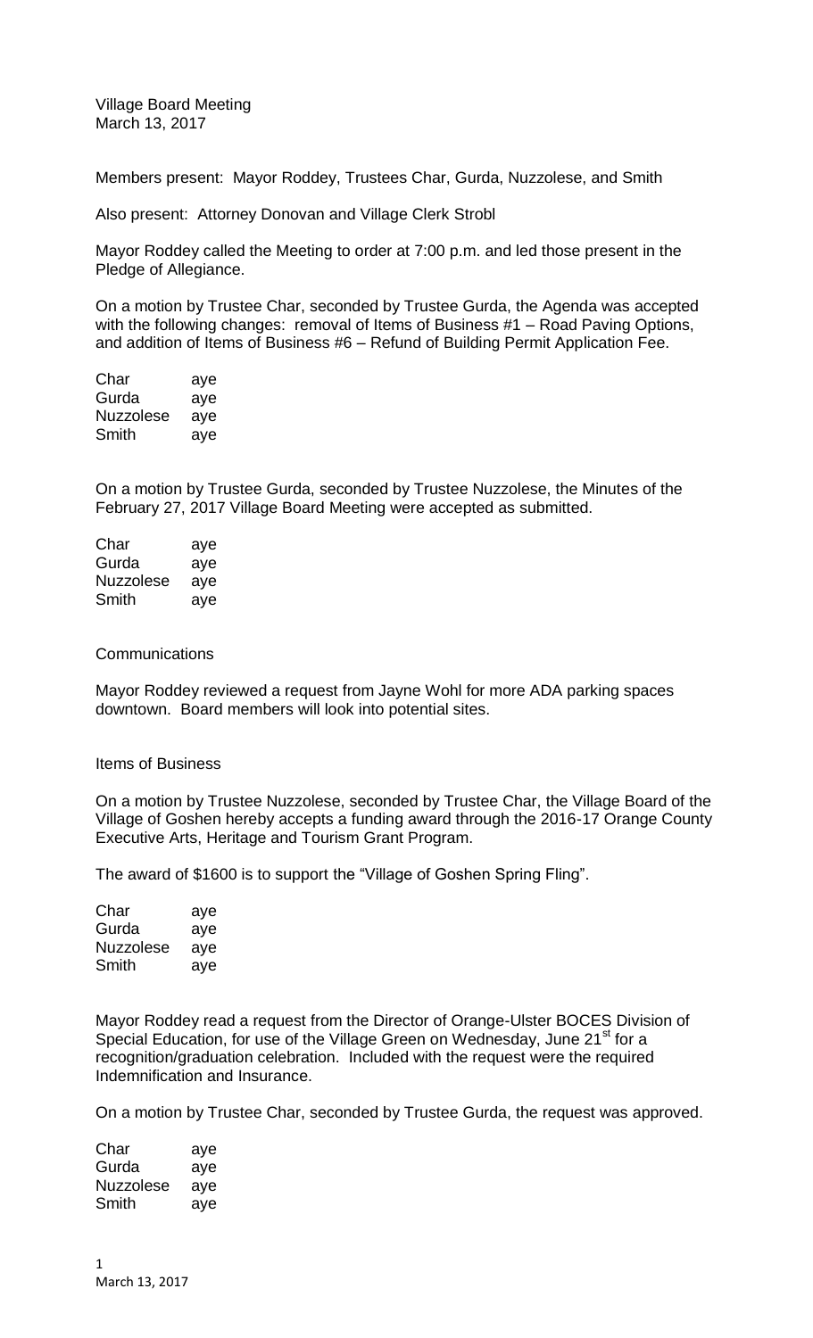Village Board Meeting
March 13, 2017

Members present: Mayor Roddey, Trustees Char, Gurda, Nuzzolese, and Smith

Also present: Attorney Donovan and Village Clerk Strobl

Mayor Roddey called the Meeting to order at 7:00 p.m. and led those present in the Pledge of Allegiance.

On a motion by Trustee Char, seconded by Trustee Gurda, the Agenda was accepted with the following changes: removal of Items of Business #1 – Road Paving Options, and addition of Items of Business #6 – Refund of Building Permit Application Fee.

| | |
|---|---|
| Char | aye |
| Gurda | aye |
| Nuzzolese | aye |
| Smith | aye |

On a motion by Trustee Gurda, seconded by Trustee Nuzzolese, the Minutes of the February 27, 2017 Village Board Meeting were accepted as submitted.

| | |
|---|---|
| Char | aye |
| Gurda | aye |
| Nuzzolese | aye |
| Smith | aye |

Communications

Mayor Roddey reviewed a request from Jayne Wohl for more ADA parking spaces downtown. Board members will look into potential sites.

Items of Business

On a motion by Trustee Nuzzolese, seconded by Trustee Char, the Village Board of the Village of Goshen hereby accepts a funding award through the 2016-17 Orange County Executive Arts, Heritage and Tourism Grant Program.

The award of $1600 is to support the "Village of Goshen Spring Fling".

| | |
|---|---|
| Char | aye |
| Gurda | aye |
| Nuzzolese | aye |
| Smith | aye |

Mayor Roddey read a request from the Director of Orange-Ulster BOCES Division of Special Education, for use of the Village Green on Wednesday, June 21st for a recognition/graduation celebration. Included with the request were the required Indemnification and Insurance.

On a motion by Trustee Char, seconded by Trustee Gurda, the request was approved.

| | |
|---|---|
| Char | aye |
| Gurda | aye |
| Nuzzolese | aye |
| Smith | aye |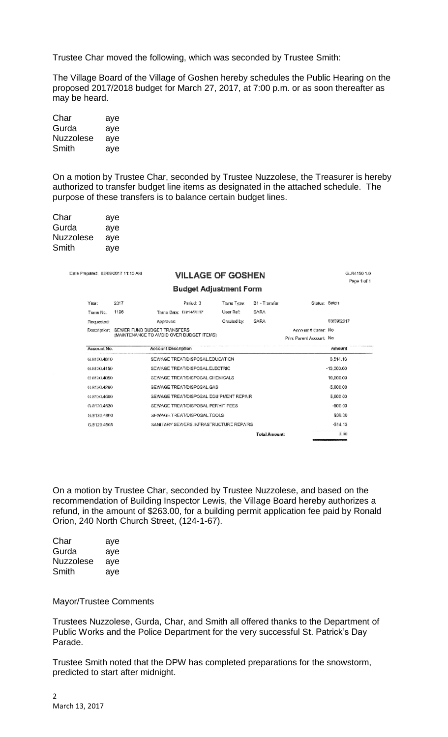Trustee Char moved the following, which was seconded by Trustee Smith:

The Village Board of the Village of Goshen hereby schedules the Public Hearing on the proposed 2017/2018 budget for March 27, 2017, at 7:00 p.m. or as soon thereafter as may be heard.

| | |
|---|---|
| Char | aye |
| Gurda | aye |
| Nuzzolese | aye |
| Smith | aye |

On a motion by Trustee Char, seconded by Trustee Nuzzolese, the Treasurer is hereby authorized to transfer budget line items as designated in the attached schedule. The purpose of these transfers is to balance certain budget lines.

| | |
|---|---|
| Char | aye |
| Gurda | aye |
| Nuzzolese | aye |
| Smith | aye |

Date Prepared: 03/09/2017 11:13 AM

**VILLAGE OF GOSHEN**

GLR4150 1.0
Page 1 of 1

**Budget Adjustment Form**

| | | | | | | |
|---|---|---|---|---|---|---|
| Year: | 2017 | Period: 3 | Trans Type: | B1 - Transfer | Status: Batch | |
| Trans No.: | 1196 | Trans Date: 03/14/2017 | User Ref: | SARA | | |
| Requested: | | Approved: | Created by: | SARA | | 03/09/2017 |
| Description: | SEWER FUND BUDGET TRANSFERS (MAINTENANCE TO AVOID OVER BUDGET ITEMS) | | | | Account # Order: No | |
| | | | | | Prim. Parent Account: No | |

| Account No. | Account Description | Amount |
|---|---|---|
| G.8130.4610 | SEWAGE TREAT/DISPOSAL EDUCATION | 3,514.13 |
| G.8130.4150 | SEWAGE TREAT/DISPOSAL ELECTRIC | -13,000.00 |
| G.8130.4050 | SEWAGE TREAT/DISPOSAL CHEMICALS | 10,000.00 |
| G.8130.4260 | SEWAGE TREAT/DISPOSAL GAS | -5,000.00 |
| G.8130.4680 | SEWAGE TREAT/DISPOSAL EQUIPMENT REPAIR | 5,000.00 |
| G.8130.4530 | SEWAGE TREAT/DISPOSAL PERMIT FEES | -900.00 |
| G.8130.4900 | SEWAGE TREAT/DISPOSAL TOOLS | 900.00 |
| G.8120.4505 | SANITARY SEWERS INFRASTRUCTURE REPAIRS | -514.13 |
| | **Total Amount:** | 0.00 |

On a motion by Trustee Char, seconded by Trustee Nuzzolese, and based on the recommendation of Building Inspector Lewis, the Village Board hereby authorizes a refund, in the amount of $263.00, for a building permit application fee paid by Ronald Orion, 240 North Church Street, (124-1-67).

| | |
|---|---|
| Char | aye |
| Gurda | aye |
| Nuzzolese | aye |
| Smith | aye |

Mayor/Trustee Comments

Trustees Nuzzolese, Gurda, Char, and Smith all offered thanks to the Department of Public Works and the Police Department for the very successful St. Patrick's Day Parade.

Trustee Smith noted that the DPW has completed preparations for the snowstorm, predicted to start after midnight.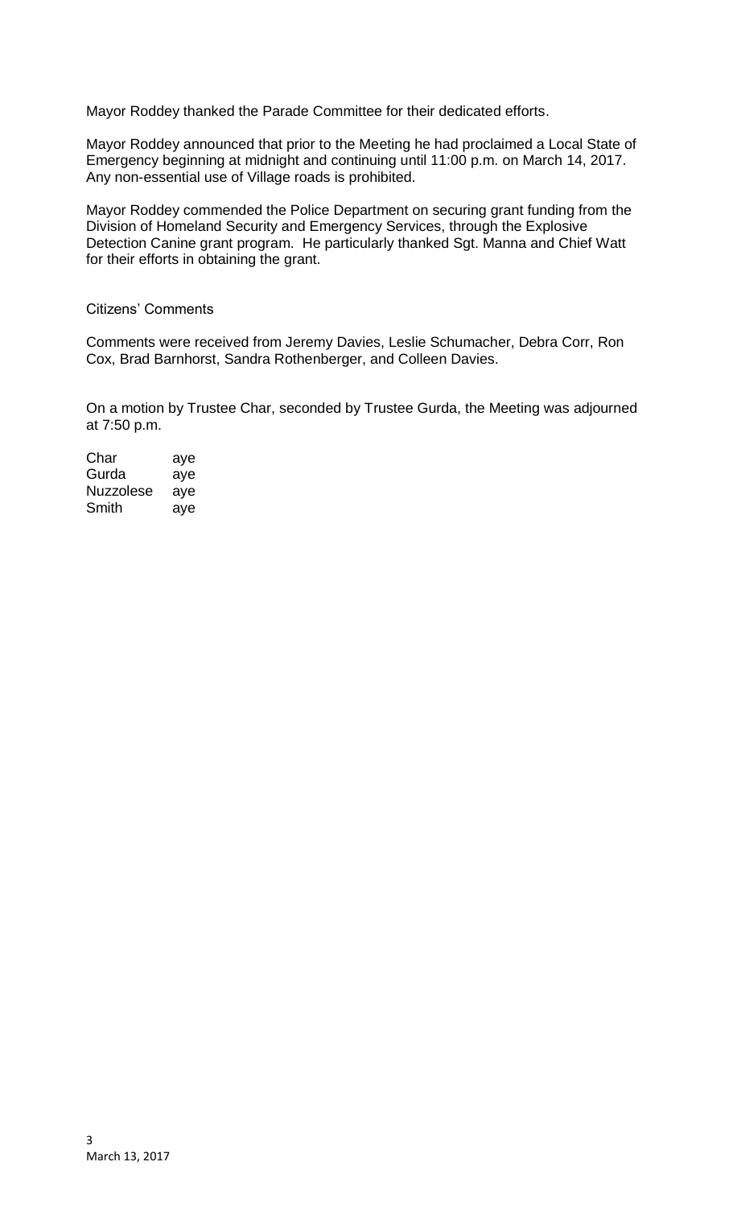Mayor Roddey thanked the Parade Committee for their dedicated efforts.

Mayor Roddey announced that prior to the Meeting he had proclaimed a Local State of Emergency beginning at midnight and continuing until 11:00 p.m. on March 14, 2017. Any non-essential use of Village roads is prohibited.

Mayor Roddey commended the Police Department on securing grant funding from the Division of Homeland Security and Emergency Services, through the Explosive Detection Canine grant program. He particularly thanked Sgt. Manna and Chief Watt for their efforts in obtaining the grant.

Citizens' Comments

Comments were received from Jeremy Davies, Leslie Schumacher, Debra Corr, Ron Cox, Brad Barnhorst, Sandra Rothenberger, and Colleen Davies.

On a motion by Trustee Char, seconded by Trustee Gurda, the Meeting was adjourned at 7:50 p.m.

| | |
|---|---|
| Char | aye |
| Gurda | aye |
| Nuzzolese | aye |
| Smith | aye |